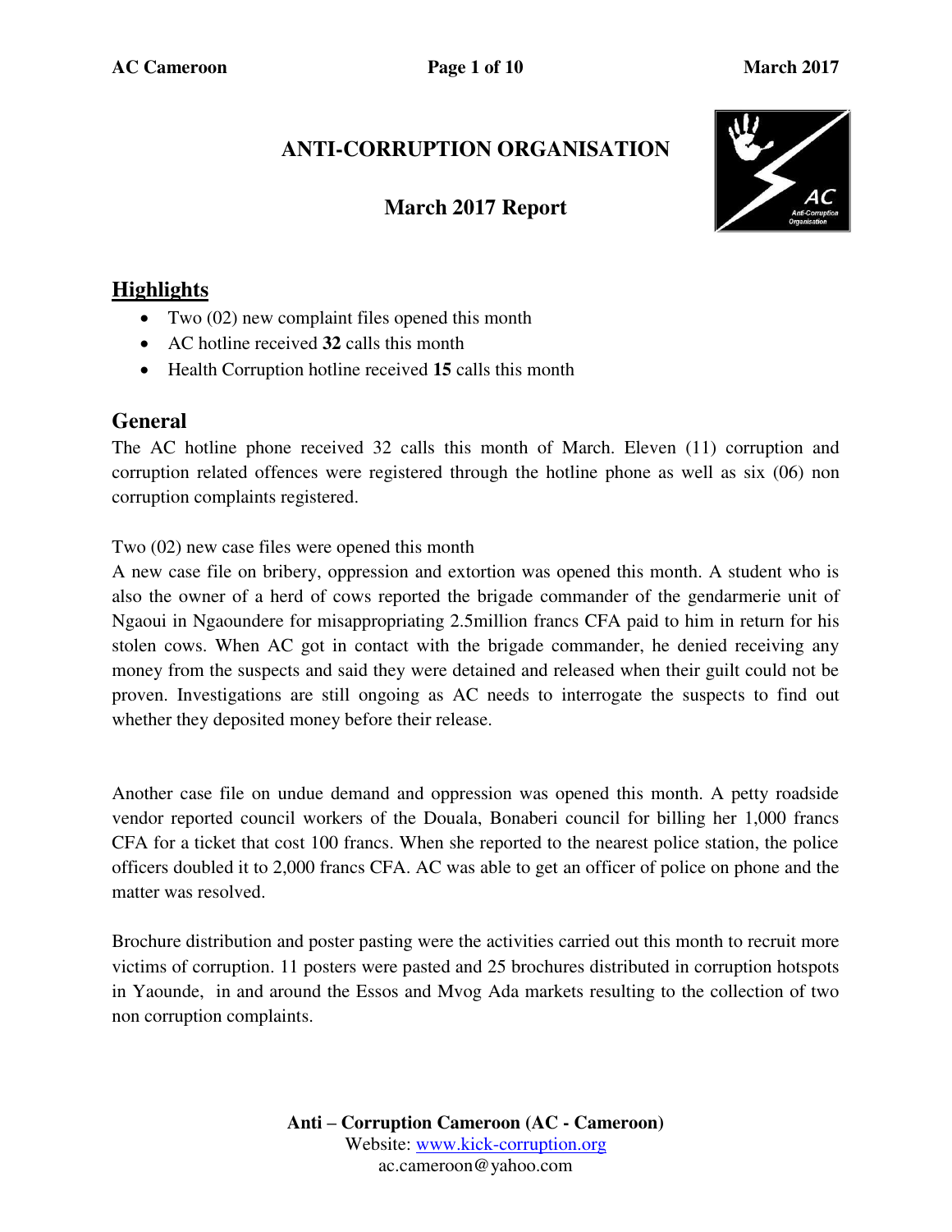# ANTI-CORRUPTION ORGANISATION

## March 2017 Report

## Highlights

- Two (02) new complaint files opened this month
- AC hotline received **32** calls this month
- Health Corruption hotline received **15** calls this month

## General

The AC hotline phone received 32 calls this month of March. Eleven (11) corruption and corruption related offences were registered through the hotline phone as well as six (06) non corruption complaints registered.

Two (02) new case files were opened this month

A new case file on bribery, oppression and extortion was opened this month. A student who is also the owner of a herd of cows reported the brigade commander of the gendarmerie unit of Ngaoui in Ngaoundere for misappropriating 2.5million francs CFA paid to him in return for his stolen cows. When AC got in contact with the brigade commander, he denied receiving any money from the suspects and said they were detained and released when their guilt could not be proven. Investigations are still ongoing as AC needs to interrogate the suspects to find out whether they deposited money before their release.

Another case file on undue demand and oppression was opened this month. A petty roadside vendor reported council workers of the Douala, Bonaberi council for billing her 1,000 francs CFA for a ticket that cost 100 francs. When she reported to the nearest police station, the police officers doubled it to 2,000 francs CFA. AC was able to get an officer of police on phone and the matter was resolved.

Brochure distribution and poster pasting were the activities carried out this month to recruit more victims of corruption. 11 posters were pasted and 25 brochures distributed in corruption hotspots in Yaounde, in and around the Essos and Mvog Ada markets resulting to the collection of two non corruption complaints.

**Anti – Corruption Cameroon (AC - Cameroon)**
Website: www.kick-corruption.org
ac.cameroon@yahoo.com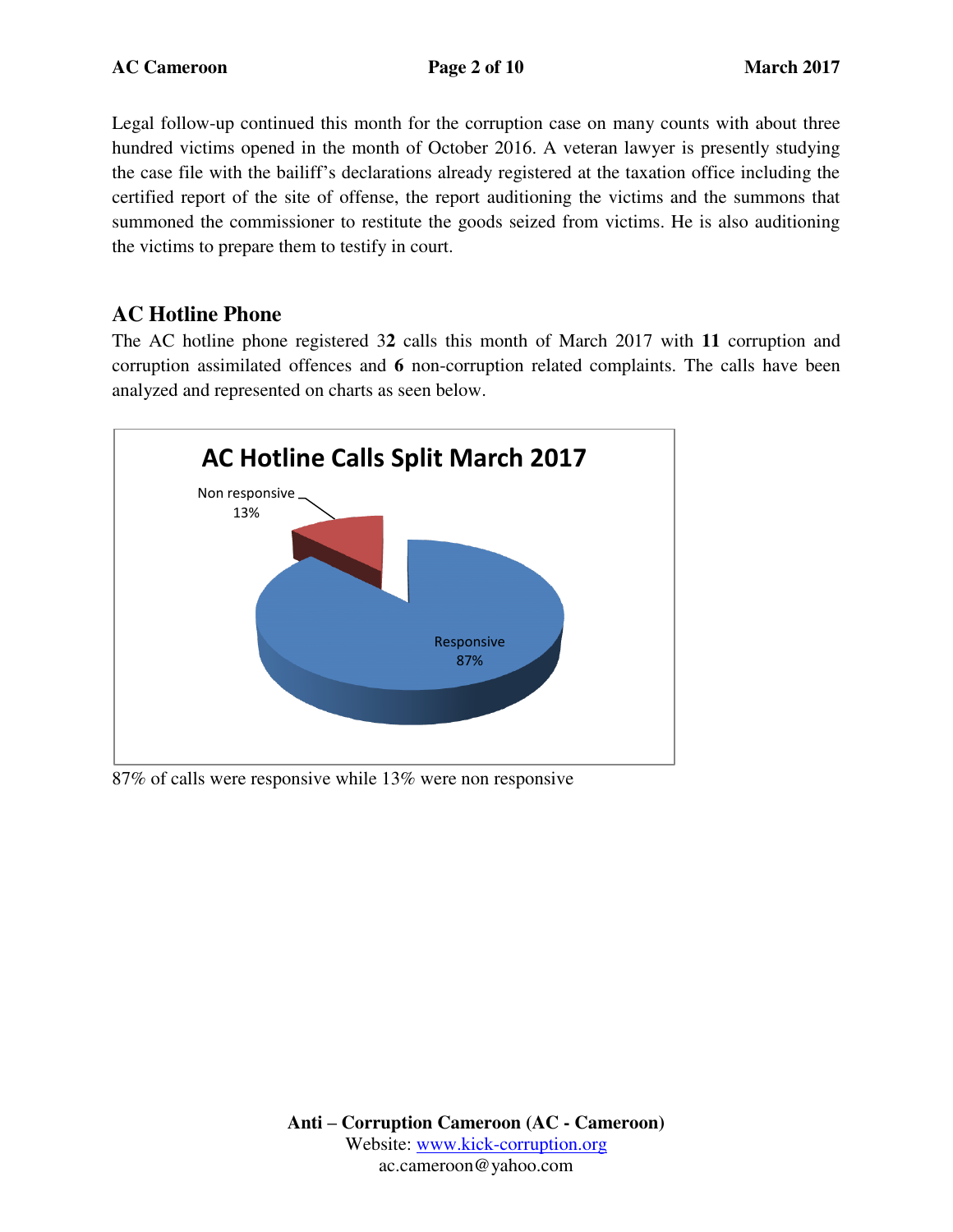Legal follow-up continued this month for the corruption case on many counts with about three hundred victims opened in the month of October 2016. A veteran lawyer is presently studying the case file with the bailiff's declarations already registered at the taxation office including the certified report of the site of offense, the report auditioning the victims and the summons that summoned the commissioner to restitute the goods seized from victims. He is also auditioning the victims to prepare them to testify in court.

## AC Hotline Phone

The AC hotline phone registered 3**2** calls this month of March 2017 with **11** corruption and corruption assimilated offences and **6** non-corruption related complaints. The calls have been analyzed and represented on charts as seen below.

**AC Hotline Calls Split March 2017**

| Category | Share |
| --- | --- |
| Responsive | 87% |
| Non responsive | 13% |

87% of calls were responsive while 13% were non responsive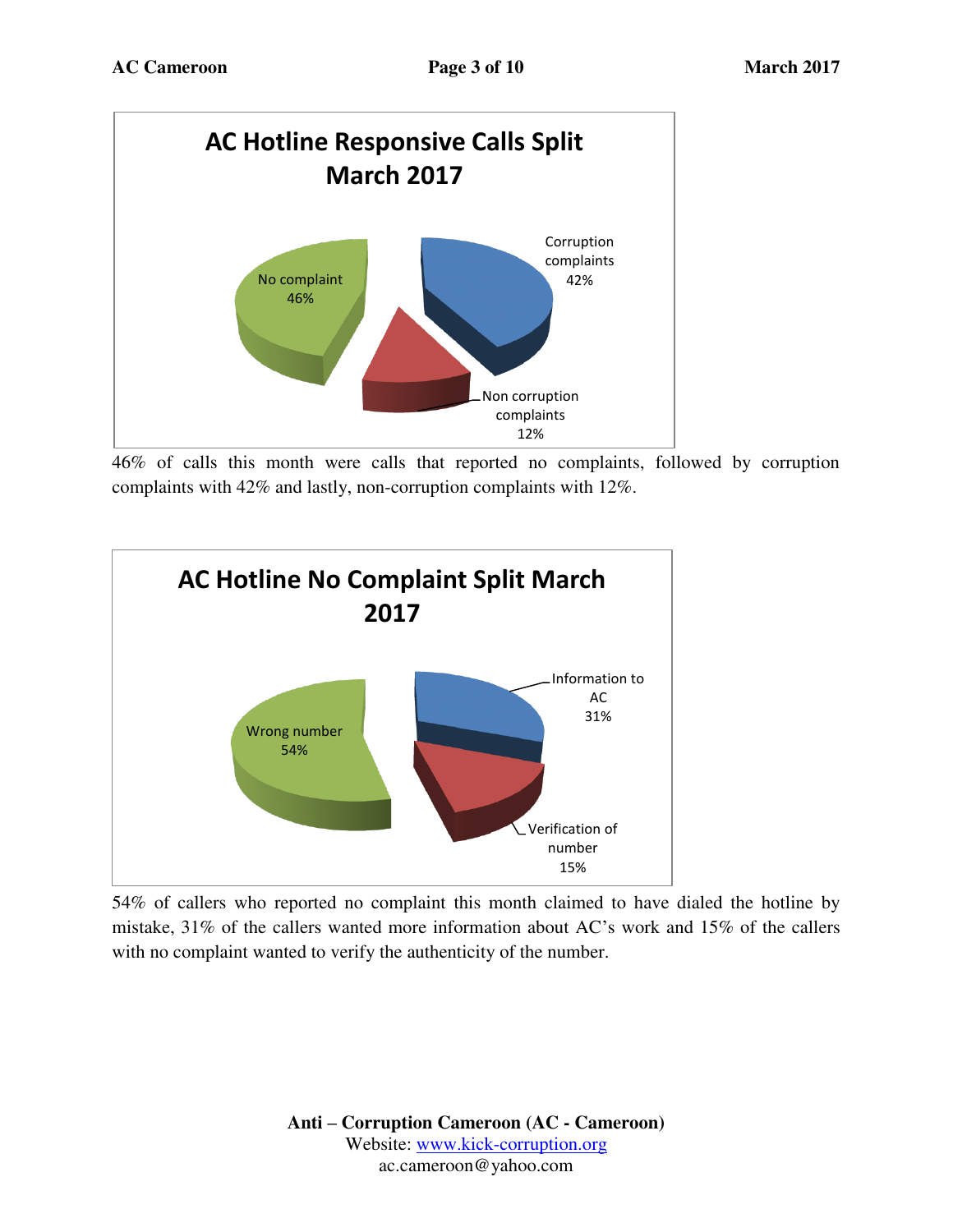**AC Hotline Responsive Calls Split March 2017**

| Category | Percentage |
|---|---|
| No complaint | 46% |
| Corruption complaints | 42% |
| Non corruption complaints | 12% |

46% of calls this month were calls that reported no complaints, followed by corruption complaints with 42% and lastly, non-corruption complaints with 12%.

**AC Hotline No Complaint Split March 2017**

| Category | Percentage |
|---|---|
| Wrong number | 54% |
| Information to AC | 31% |
| Verification of number | 15% |

54% of callers who reported no complaint this month claimed to have dialed the hotline by mistake, 31% of the callers wanted more information about AC's work and 15% of the callers with no complaint wanted to verify the authenticity of the number.

**Anti – Corruption Cameroon (AC - Cameroon)**
Website: www.kick-corruption.org
ac.cameroon@yahoo.com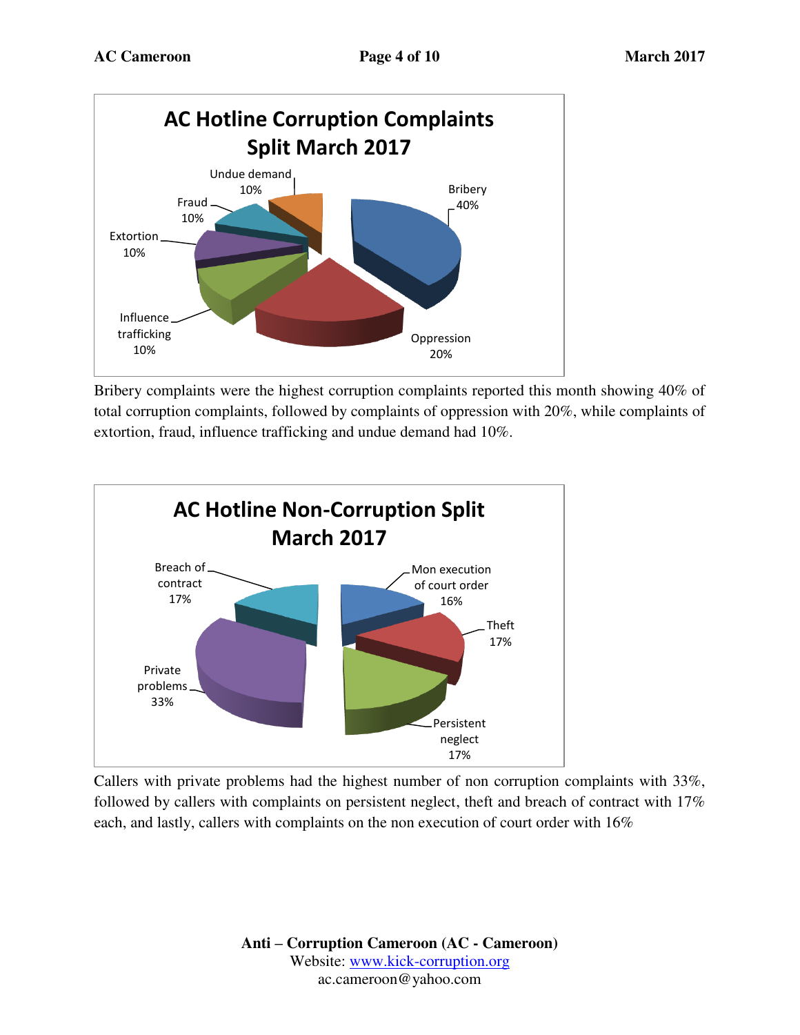**AC Hotline Corruption Complaints Split March 2017**

| Category | Percentage |
|---|---|
| Bribery | 40% |
| Oppression | 20% |
| Influence trafficking | 10% |
| Extortion | 10% |
| Fraud | 10% |
| Undue demand | 10% |

Bribery complaints were the highest corruption complaints reported this month showing 40% of total corruption complaints, followed by complaints of oppression with 20%, while complaints of extortion, fraud, influence trafficking and undue demand had 10%.

**AC Hotline Non-Corruption Split March 2017**

| Category | Percentage |
|---|---|
| Mon execution of court order | 16% |
| Theft | 17% |
| Persistent neglect | 17% |
| Private problems | 33% |
| Breach of contract | 17% |

Callers with private problems had the highest number of non corruption complaints with 33%, followed by callers with complaints on persistent neglect, theft and breach of contract with 17% each, and lastly, callers with complaints on the non execution of court order with 16%

**Anti – Corruption Cameroon (AC - Cameroon)**
Website: www.kick-corruption.org
ac.cameroon@yahoo.com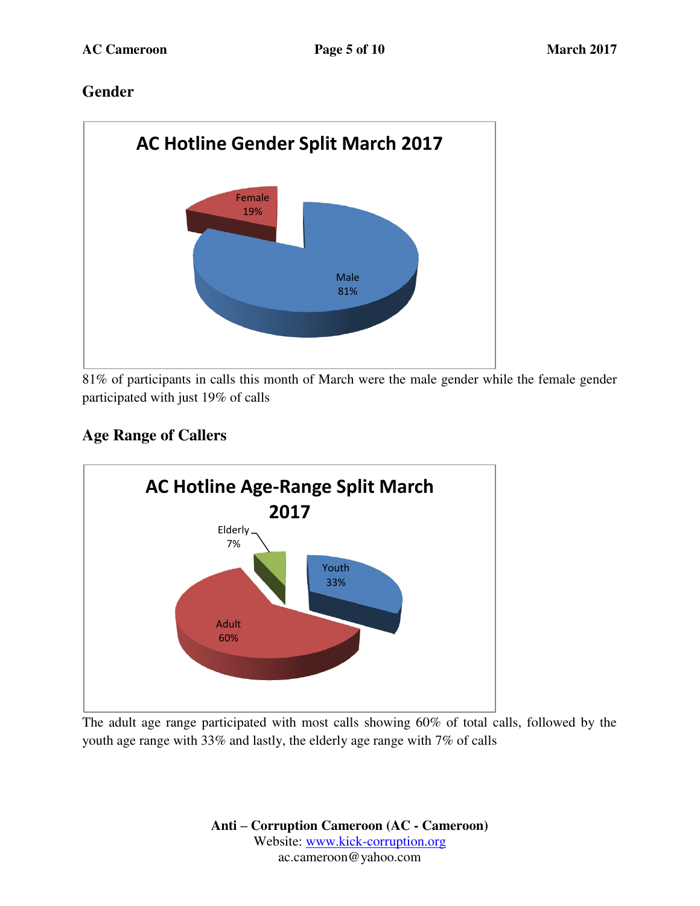## Gender

**AC Hotline Gender Split March 2017**

Female 19%

Male 81%

81% of participants in calls this month of March were the male gender while the female gender participated with just 19% of calls

## Age Range of Callers

**AC Hotline Age-Range Split March 2017**

Elderly 7%

Youth 33%

Adult 60%

The adult age range participated with most calls showing 60% of total calls, followed by the youth age range with 33% and lastly, the elderly age range with 7% of calls

**Anti – Corruption Cameroon (AC - Cameroon)**
Website: www.kick-corruption.org
ac.cameroon@yahoo.com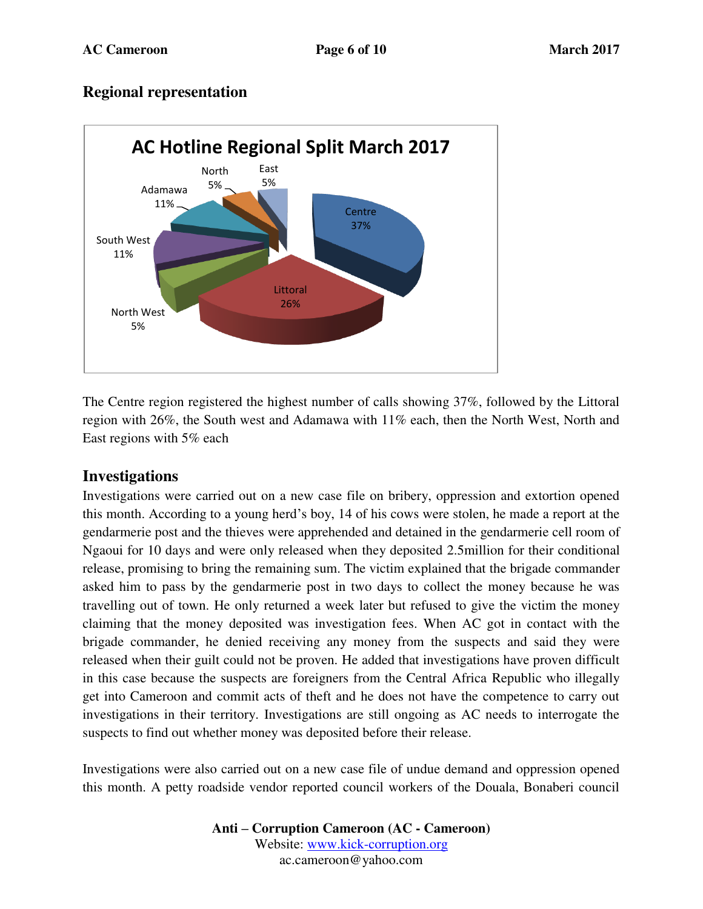## Regional representation

The Centre region registered the highest number of calls showing 37%, followed by the Littoral region with 26%, the South west and Adamawa with 11% each, then the North West, North and East regions with 5% each

## Investigations

Investigations were carried out on a new case file on bribery, oppression and extortion opened this month. According to a young herd's boy, 14 of his cows were stolen, he made a report at the gendarmerie post and the thieves were apprehended and detained in the gendarmerie cell room of Ngaoui for 10 days and were only released when they deposited 2.5million for their conditional release, promising to bring the remaining sum. The victim explained that the brigade commander asked him to pass by the gendarmerie post in two days to collect the money because he was travelling out of town. He only returned a week later but refused to give the victim the money claiming that the money deposited was investigation fees. When AC got in contact with the brigade commander, he denied receiving any money from the suspects and said they were released when their guilt could not be proven. He added that investigations have proven difficult in this case because the suspects are foreigners from the Central Africa Republic who illegally get into Cameroon and commit acts of theft and he does not have the competence to carry out investigations in their territory. Investigations are still ongoing as AC needs to interrogate the suspects to find out whether money was deposited before their release.

Investigations were also carried out on a new case file of undue demand and oppression opened this month. A petty roadside vendor reported council workers of the Douala, Bonaberi council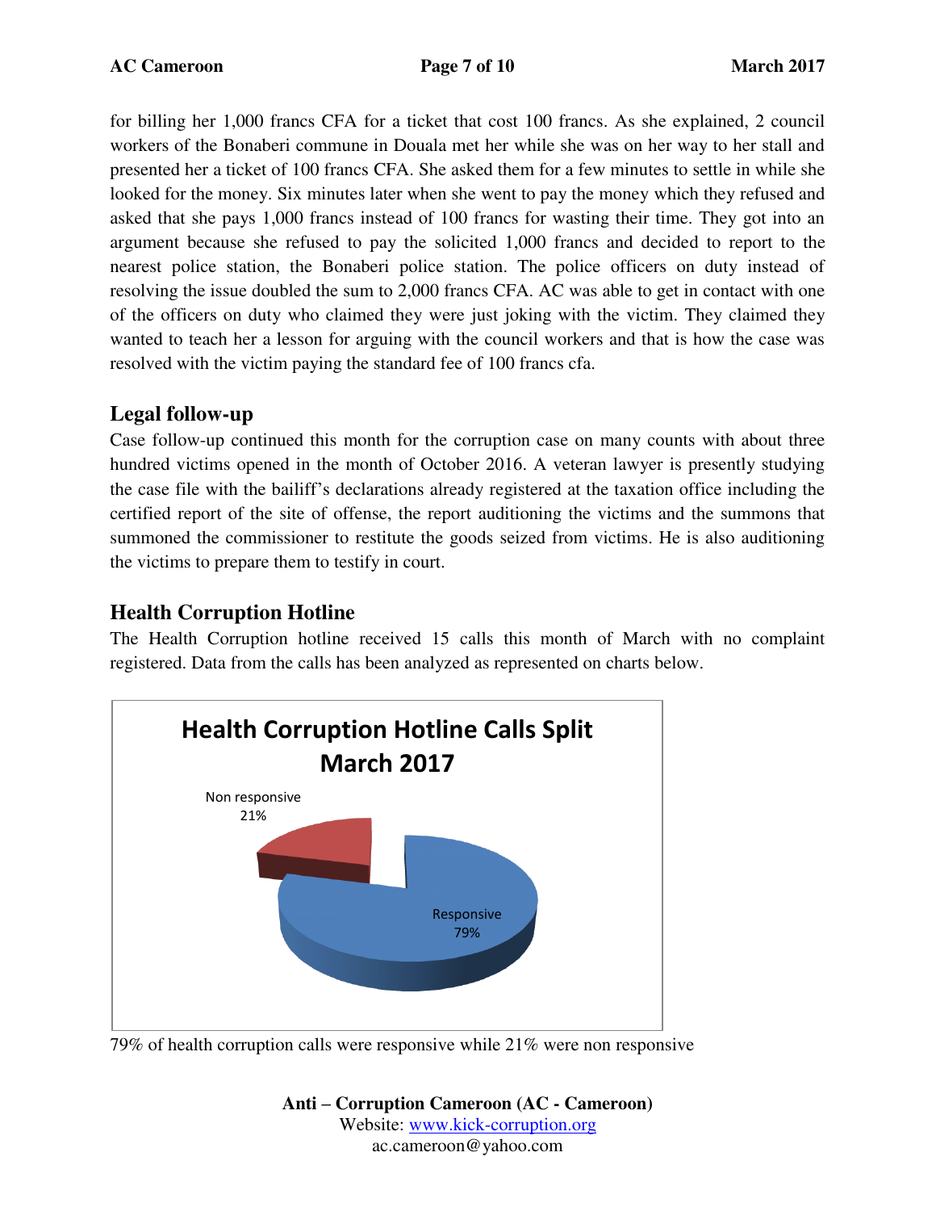for billing her 1,000 francs CFA for a ticket that cost 100 francs. As she explained, 2 council workers of the Bonaberi commune in Douala met her while she was on her way to her stall and presented her a ticket of 100 francs CFA. She asked them for a few minutes to settle in while she looked for the money. Six minutes later when she went to pay the money which they refused and asked that she pays 1,000 francs instead of 100 francs for wasting their time. They got into an argument because she refused to pay the solicited 1,000 francs and decided to report to the nearest police station, the Bonaberi police station. The police officers on duty instead of resolving the issue doubled the sum to 2,000 francs CFA. AC was able to get in contact with one of the officers on duty who claimed they were just joking with the victim. They claimed they wanted to teach her a lesson for arguing with the council workers and that is how the case was resolved with the victim paying the standard fee of 100 francs cfa.

## Legal follow-up

Case follow-up continued this month for the corruption case on many counts with about three hundred victims opened in the month of October 2016. A veteran lawyer is presently studying the case file with the bailiff's declarations already registered at the taxation office including the certified report of the site of offense, the report auditioning the victims and the summons that summoned the commissioner to restitute the goods seized from victims. He is also auditioning the victims to prepare them to testify in court.

## Health Corruption Hotline

The Health Corruption hotline received 15 calls this month of March with no complaint registered. Data from the calls has been analyzed as represented on charts below.

**Health Corruption Hotline Calls Split March 2017**

| Category | Percentage |
| --- | --- |
| Non responsive | 21% |
| Responsive | 79% |

79% of health corruption calls were responsive while 21% were non responsive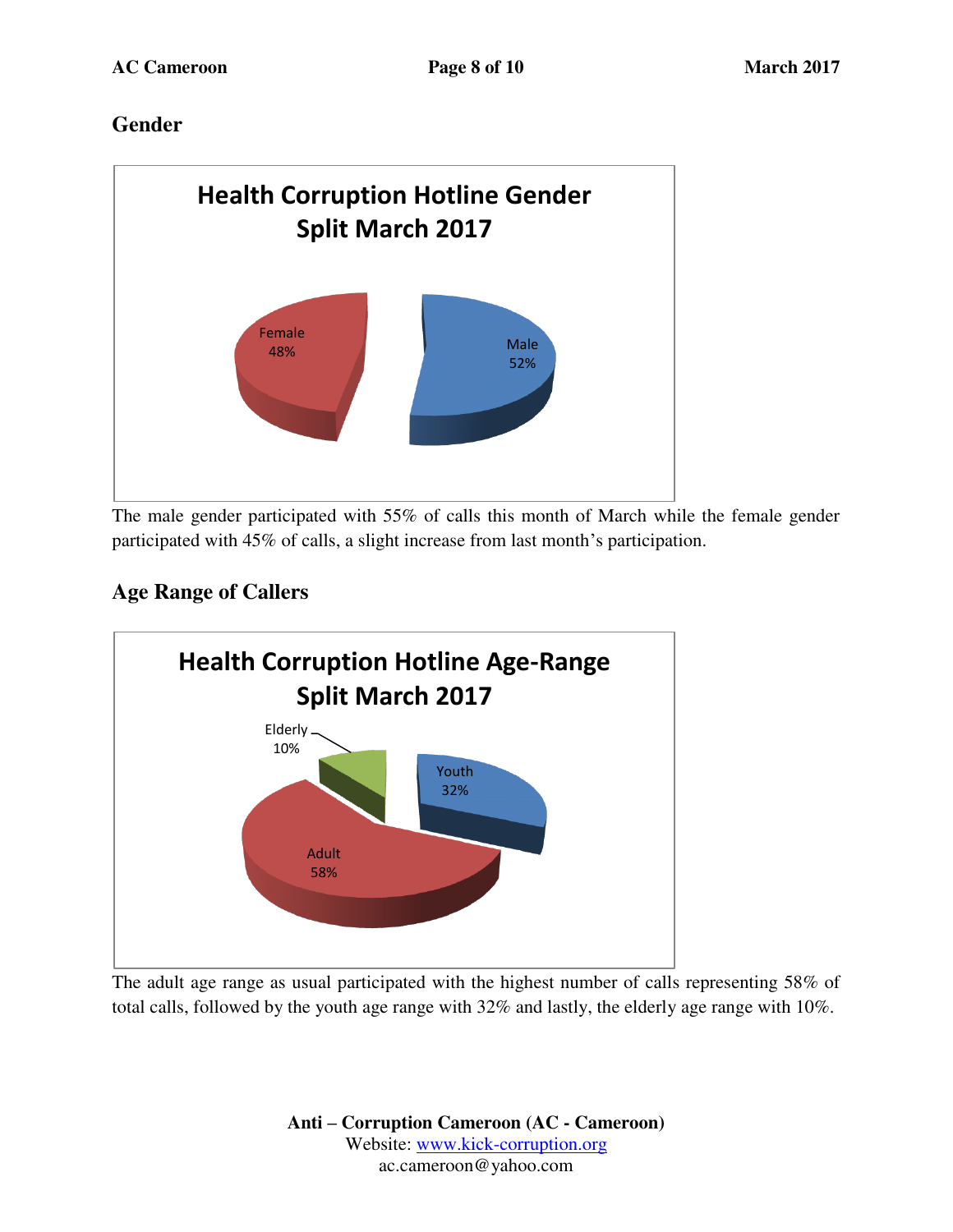## Gender

**Health Corruption Hotline Gender Split March 2017**

Female 48%

Male 52%

The male gender participated with 55% of calls this month of March while the female gender participated with 45% of calls, a slight increase from last month's participation.

## Age Range of Callers

**Health Corruption Hotline Age-Range Split March 2017**

Elderly 10%

Youth 32%

Adult 58%

The adult age range as usual participated with the highest number of calls representing 58% of total calls, followed by the youth age range with 32% and lastly, the elderly age range with 10%.

**Anti – Corruption Cameroon (AC - Cameroon)**
Website: www.kick-corruption.org
ac.cameroon@yahoo.com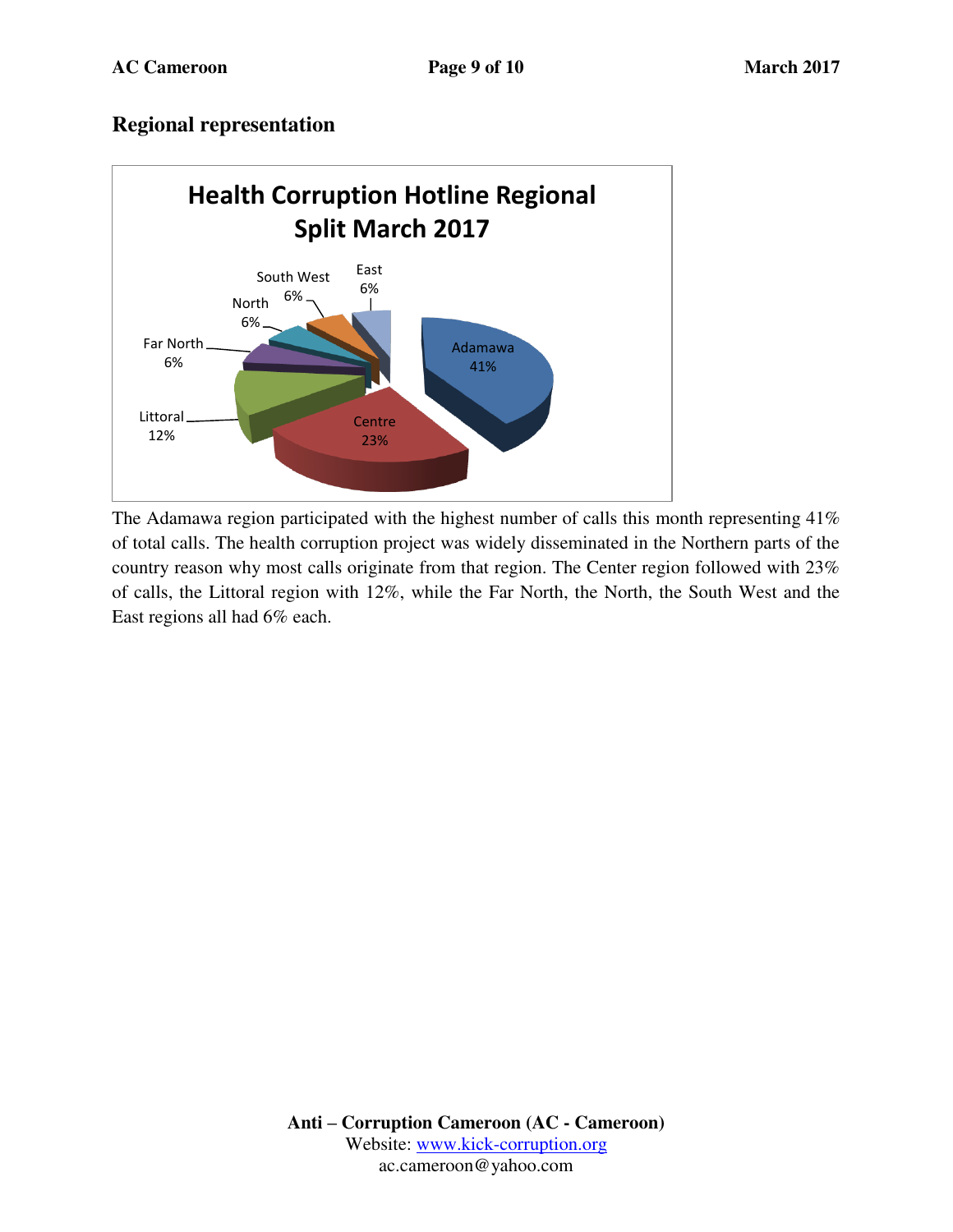## Regional representation

**Health Corruption Hotline Regional Split March 2017**

| Region | Share |
|---|---|
| Adamawa | 41% |
| Centre | 23% |
| Littoral | 12% |
| Far North | 6% |
| North | 6% |
| South West | 6% |
| East | 6% |

The Adamawa region participated with the highest number of calls this month representing 41% of total calls. The health corruption project was widely disseminated in the Northern parts of the country reason why most calls originate from that region. The Center region followed with 23% of calls, the Littoral region with 12%, while the Far North, the North, the South West and the East regions all had 6% each.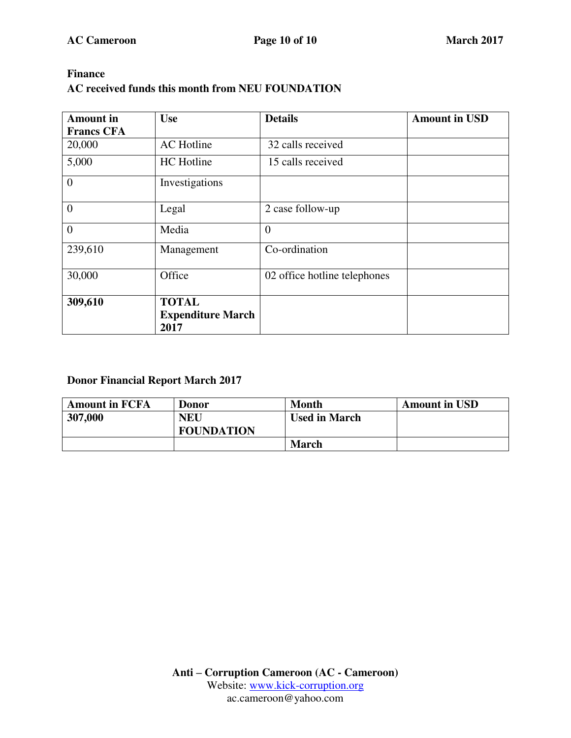**Finance**

**AC received funds this month from NEU FOUNDATION**

| Amount in Francs CFA | Use | Details | Amount in USD |
|---|---|---|---|
| 20,000 | AC Hotline | 32 calls received | |
| 5,000 | HC Hotline | 15 calls received | |
| 0 | Investigations | | |
| 0 | Legal | 2 case follow-up | |
| 0 | Media | 0 | |
| 239,610 | Management | Co-ordination | |
| 30,000 | Office | 02 office hotline telephones | |
| **309,610** | **TOTAL Expenditure March 2017** | | |

**Donor Financial Report March 2017**

| Amount in FCFA | Donor | Month | Amount in USD |
|---|---|---|---|
| **307,000** | **NEU FOUNDATION** | **Used in March** | |
| | | **March** | |

**Anti – Corruption Cameroon (AC - Cameroon)**
Website: www.kick-corruption.org
ac.cameroon@yahoo.com